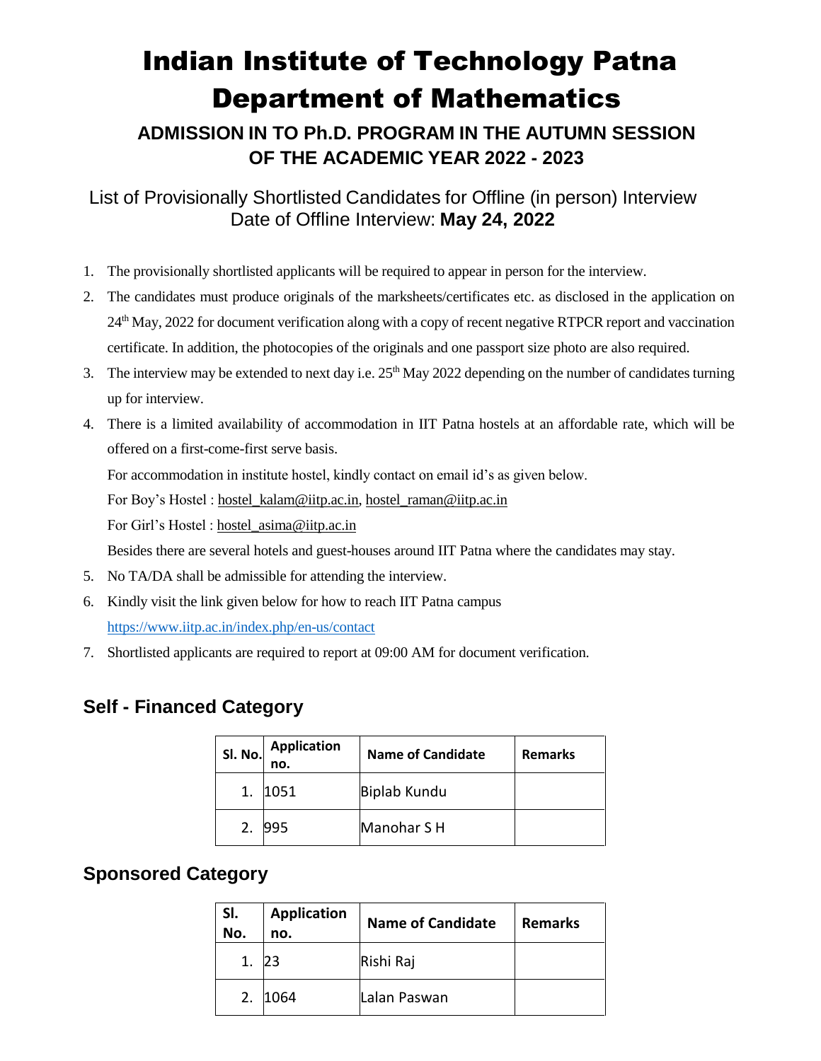# Indian Institute of Technology Patna
# Department of Mathematics

### ADMISSION IN TO Ph.D. PROGRAM IN THE AUTUMN SESSION OF THE ACADEMIC YEAR 2022 - 2023

List of Provisionally Shortlisted Candidates for Offline (in person) Interview
Date of Offline Interview: **May 24, 2022**

1. The provisionally shortlisted applicants will be required to appear in person for the interview.
2. The candidates must produce originals of the marksheets/certificates etc. as disclosed in the application on 24th May, 2022 for document verification along with a copy of recent negative RTPCR report and vaccination certificate. In addition, the photocopies of the originals and one passport size photo are also required.
3. The interview may be extended to next day i.e. 25th May 2022 depending on the number of candidates turning up for interview.
4. There is a limited availability of accommodation in IIT Patna hostels at an affordable rate, which will be offered on a first-come-first serve basis.

   For accommodation in institute hostel, kindly contact on email id's as given below.

   For Boy's Hostel : hostel_kalam@iitp.ac.in, hostel_raman@iitp.ac.in

   For Girl's Hostel : hostel_asima@iitp.ac.in

   Besides there are several hotels and guest-houses around IIT Patna where the candidates may stay.
5. No TA/DA shall be admissible for attending the interview.
6. Kindly visit the link given below for how to reach IIT Patna campus
   https://www.iitp.ac.in/index.php/en-us/contact
7. Shortlisted applicants are required to report at 09:00 AM for document verification.

## Self - Financed Category

| Sl. No. | Application no. | Name of Candidate | Remarks |
|---|---|---|---|
| 1. | 1051 | Biplab Kundu | |
| 2. | 995 | Manohar S H | |

## Sponsored Category

| Sl. No. | Application no. | Name of Candidate | Remarks |
|---|---|---|---|
| 1. | 23 | Rishi Raj | |
| 2. | 1064 | Lalan Paswan | |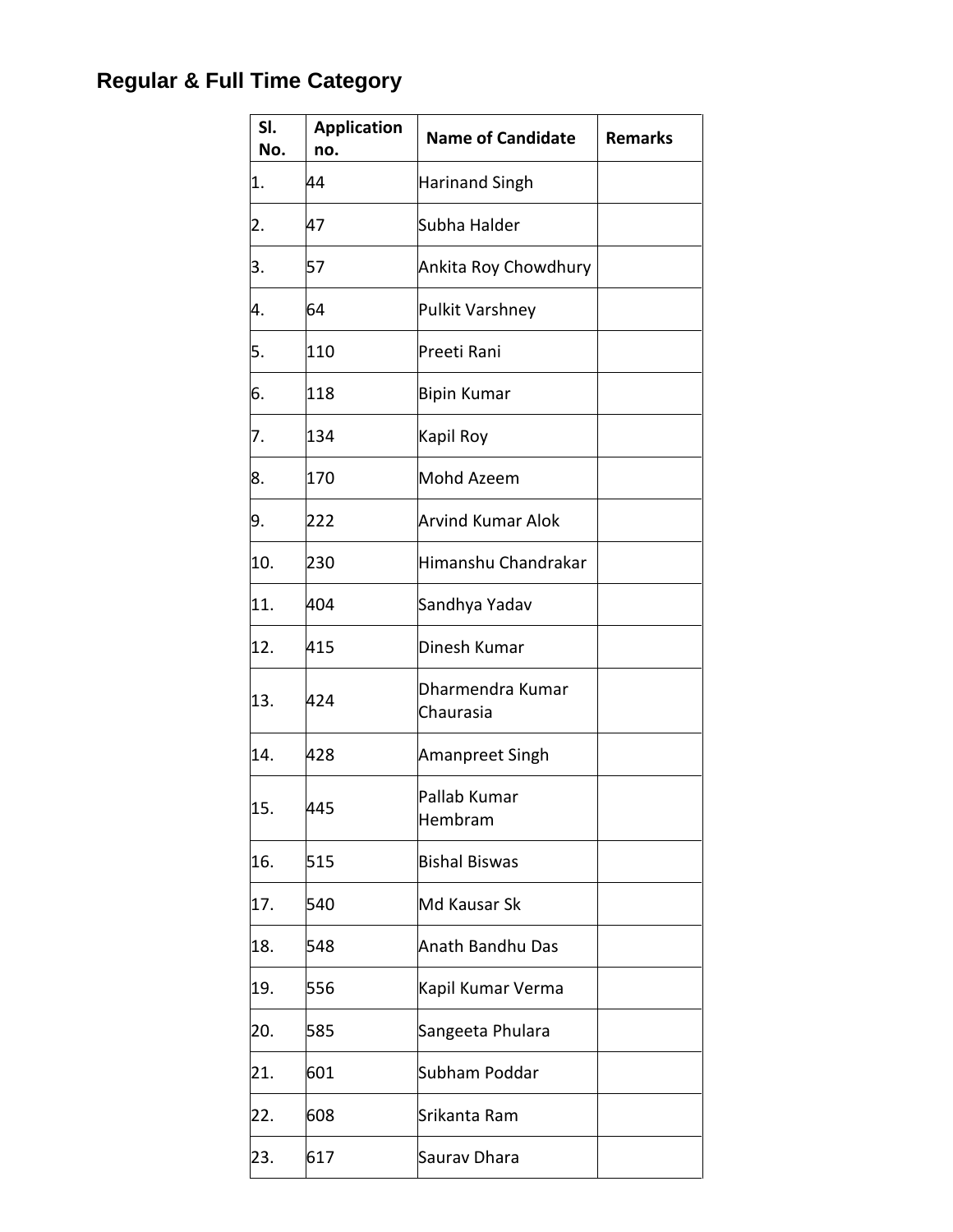## Regular & Full Time Category

| Sl. No. | Application no. | Name of Candidate | Remarks |
|---|---|---|---|
| 1. | 44 | Harinand Singh | |
| 2. | 47 | Subha Halder | |
| 3. | 57 | Ankita Roy Chowdhury | |
| 4. | 64 | Pulkit Varshney | |
| 5. | 110 | Preeti Rani | |
| 6. | 118 | Bipin Kumar | |
| 7. | 134 | Kapil Roy | |
| 8. | 170 | Mohd Azeem | |
| 9. | 222 | Arvind Kumar Alok | |
| 10. | 230 | Himanshu Chandrakar | |
| 11. | 404 | Sandhya Yadav | |
| 12. | 415 | Dinesh Kumar | |
| 13. | 424 | Dharmendra Kumar Chaurasia | |
| 14. | 428 | Amanpreet Singh | |
| 15. | 445 | Pallab Kumar Hembram | |
| 16. | 515 | Bishal Biswas | |
| 17. | 540 | Md Kausar Sk | |
| 18. | 548 | Anath Bandhu Das | |
| 19. | 556 | Kapil Kumar Verma | |
| 20. | 585 | Sangeeta Phulara | |
| 21. | 601 | Subham Poddar | |
| 22. | 608 | Srikanta Ram | |
| 23. | 617 | Saurav Dhara | |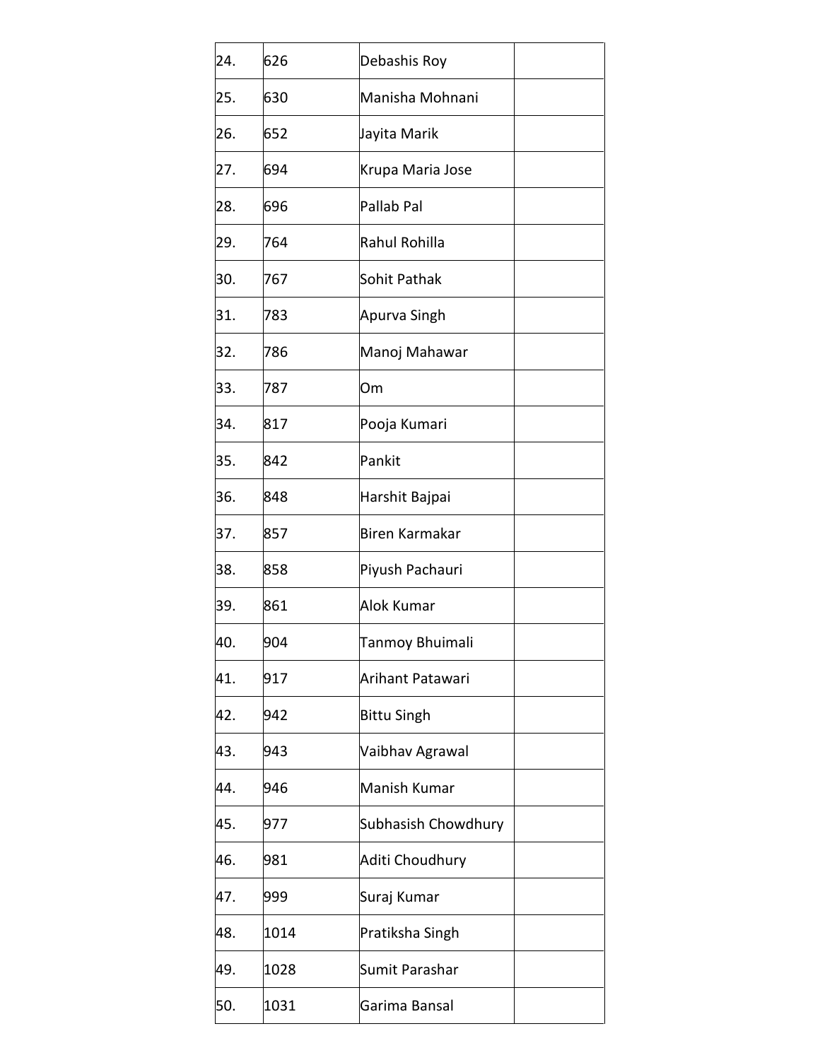| | | | |
|---|---|---|---|
| 24. | 626 | Debashis Roy | |
| 25. | 630 | Manisha Mohnani | |
| 26. | 652 | Jayita Marik | |
| 27. | 694 | Krupa Maria Jose | |
| 28. | 696 | Pallab Pal | |
| 29. | 764 | Rahul Rohilla | |
| 30. | 767 | Sohit Pathak | |
| 31. | 783 | Apurva Singh | |
| 32. | 786 | Manoj Mahawar | |
| 33. | 787 | Om | |
| 34. | 817 | Pooja Kumari | |
| 35. | 842 | Pankit | |
| 36. | 848 | Harshit Bajpai | |
| 37. | 857 | Biren Karmakar | |
| 38. | 858 | Piyush Pachauri | |
| 39. | 861 | Alok Kumar | |
| 40. | 904 | Tanmoy Bhuimali | |
| 41. | 917 | Arihant Patawari | |
| 42. | 942 | Bittu Singh | |
| 43. | 943 | Vaibhav Agrawal | |
| 44. | 946 | Manish Kumar | |
| 45. | 977 | Subhasish Chowdhury | |
| 46. | 981 | Aditi Choudhury | |
| 47. | 999 | Suraj Kumar | |
| 48. | 1014 | Pratiksha Singh | |
| 49. | 1028 | Sumit Parashar | |
| 50. | 1031 | Garima Bansal | |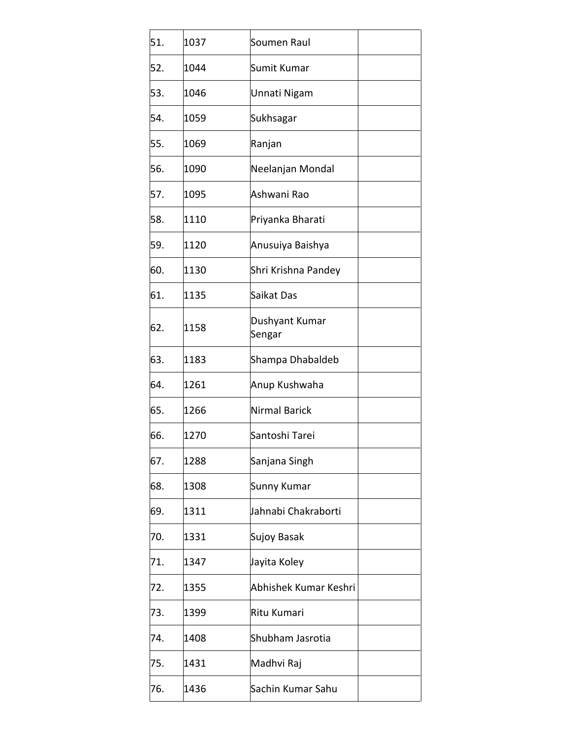| | | | |
|---|---|---|---|
| 51. | 1037 | Soumen Raul | |
| 52. | 1044 | Sumit Kumar | |
| 53. | 1046 | Unnati Nigam | |
| 54. | 1059 | Sukhsagar | |
| 55. | 1069 | Ranjan | |
| 56. | 1090 | Neelanjan Mondal | |
| 57. | 1095 | Ashwani Rao | |
| 58. | 1110 | Priyanka Bharati | |
| 59. | 1120 | Anusuiya Baishya | |
| 60. | 1130 | Shri Krishna Pandey | |
| 61. | 1135 | Saikat Das | |
| 62. | 1158 | Dushyant Kumar Sengar | |
| 63. | 1183 | Shampa Dhabaldeb | |
| 64. | 1261 | Anup Kushwaha | |
| 65. | 1266 | Nirmal Barick | |
| 66. | 1270 | Santoshi Tarei | |
| 67. | 1288 | Sanjana Singh | |
| 68. | 1308 | Sunny Kumar | |
| 69. | 1311 | Jahnabi Chakraborti | |
| 70. | 1331 | Sujoy Basak | |
| 71. | 1347 | Jayita Koley | |
| 72. | 1355 | Abhishek Kumar Keshri | |
| 73. | 1399 | Ritu Kumari | |
| 74. | 1408 | Shubham Jasrotia | |
| 75. | 1431 | Madhvi Raj | |
| 76. | 1436 | Sachin Kumar Sahu | |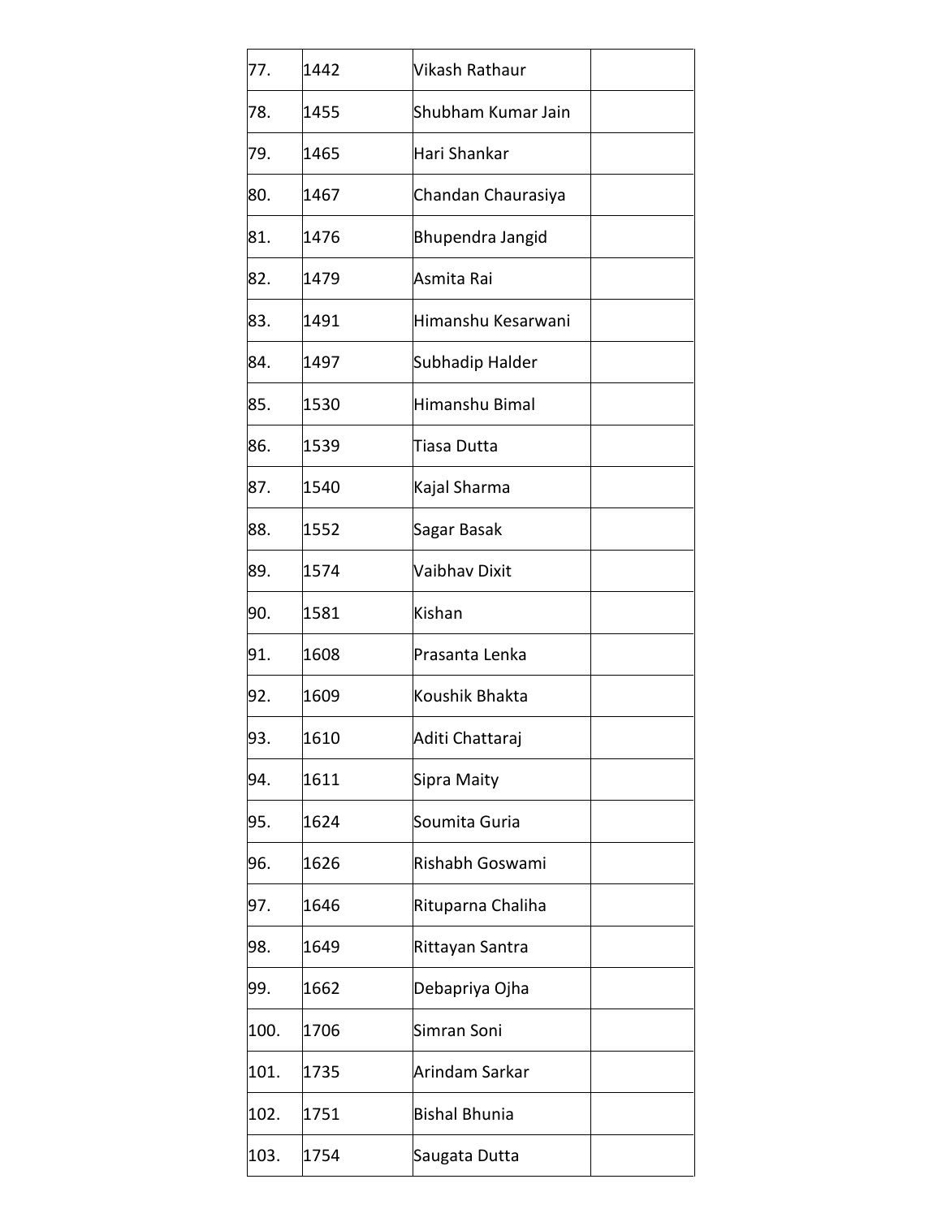| | | | |
|---|---|---|---|
| 77. | 1442 | Vikash Rathaur | |
| 78. | 1455 | Shubham Kumar Jain | |
| 79. | 1465 | Hari Shankar | |
| 80. | 1467 | Chandan Chaurasiya | |
| 81. | 1476 | Bhupendra Jangid | |
| 82. | 1479 | Asmita Rai | |
| 83. | 1491 | Himanshu Kesarwani | |
| 84. | 1497 | Subhadip Halder | |
| 85. | 1530 | Himanshu Bimal | |
| 86. | 1539 | Tiasa Dutta | |
| 87. | 1540 | Kajal Sharma | |
| 88. | 1552 | Sagar Basak | |
| 89. | 1574 | Vaibhav Dixit | |
| 90. | 1581 | Kishan | |
| 91. | 1608 | Prasanta Lenka | |
| 92. | 1609 | Koushik Bhakta | |
| 93. | 1610 | Aditi Chattaraj | |
| 94. | 1611 | Sipra Maity | |
| 95. | 1624 | Soumita Guria | |
| 96. | 1626 | Rishabh Goswami | |
| 97. | 1646 | Rituparna Chaliha | |
| 98. | 1649 | Rittayan Santra | |
| 99. | 1662 | Debapriya Ojha | |
| 100. | 1706 | Simran Soni | |
| 101. | 1735 | Arindam Sarkar | |
| 102. | 1751 | Bishal Bhunia | |
| 103. | 1754 | Saugata Dutta | |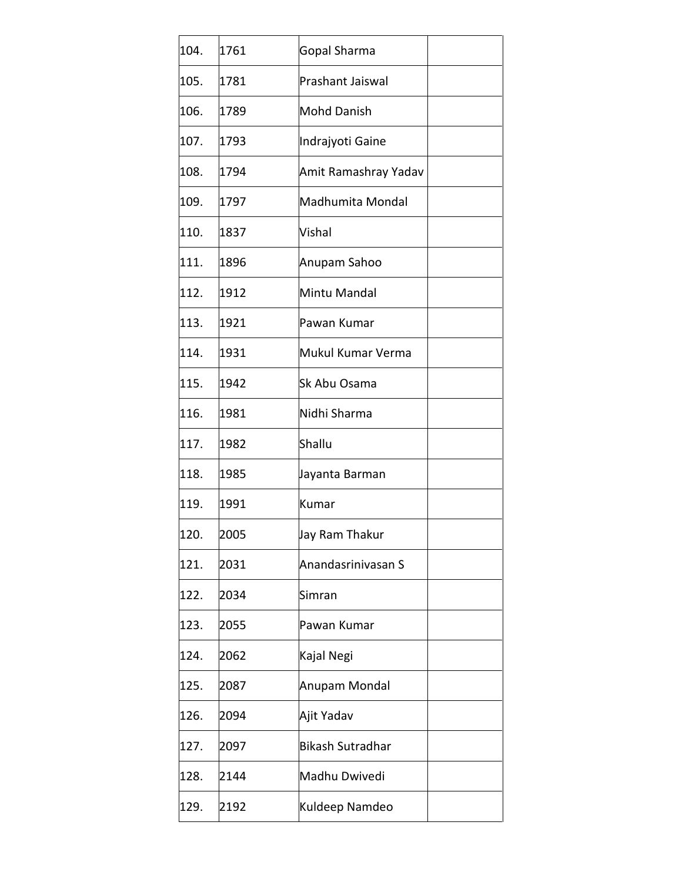| | | | |
|---|---|---|---|
| 104. | 1761 | Gopal Sharma | |
| 105. | 1781 | Prashant Jaiswal | |
| 106. | 1789 | Mohd Danish | |
| 107. | 1793 | Indrajyoti Gaine | |
| 108. | 1794 | Amit Ramashray Yadav | |
| 109. | 1797 | Madhumita Mondal | |
| 110. | 1837 | Vishal | |
| 111. | 1896 | Anupam Sahoo | |
| 112. | 1912 | Mintu Mandal | |
| 113. | 1921 | Pawan Kumar | |
| 114. | 1931 | Mukul Kumar Verma | |
| 115. | 1942 | Sk Abu Osama | |
| 116. | 1981 | Nidhi Sharma | |
| 117. | 1982 | Shallu | |
| 118. | 1985 | Jayanta Barman | |
| 119. | 1991 | Kumar | |
| 120. | 2005 | Jay Ram Thakur | |
| 121. | 2031 | Anandasrinivasan S | |
| 122. | 2034 | Simran | |
| 123. | 2055 | Pawan Kumar | |
| 124. | 2062 | Kajal Negi | |
| 125. | 2087 | Anupam Mondal | |
| 126. | 2094 | Ajit Yadav | |
| 127. | 2097 | Bikash Sutradhar | |
| 128. | 2144 | Madhu Dwivedi | |
| 129. | 2192 | Kuldeep Namdeo | |